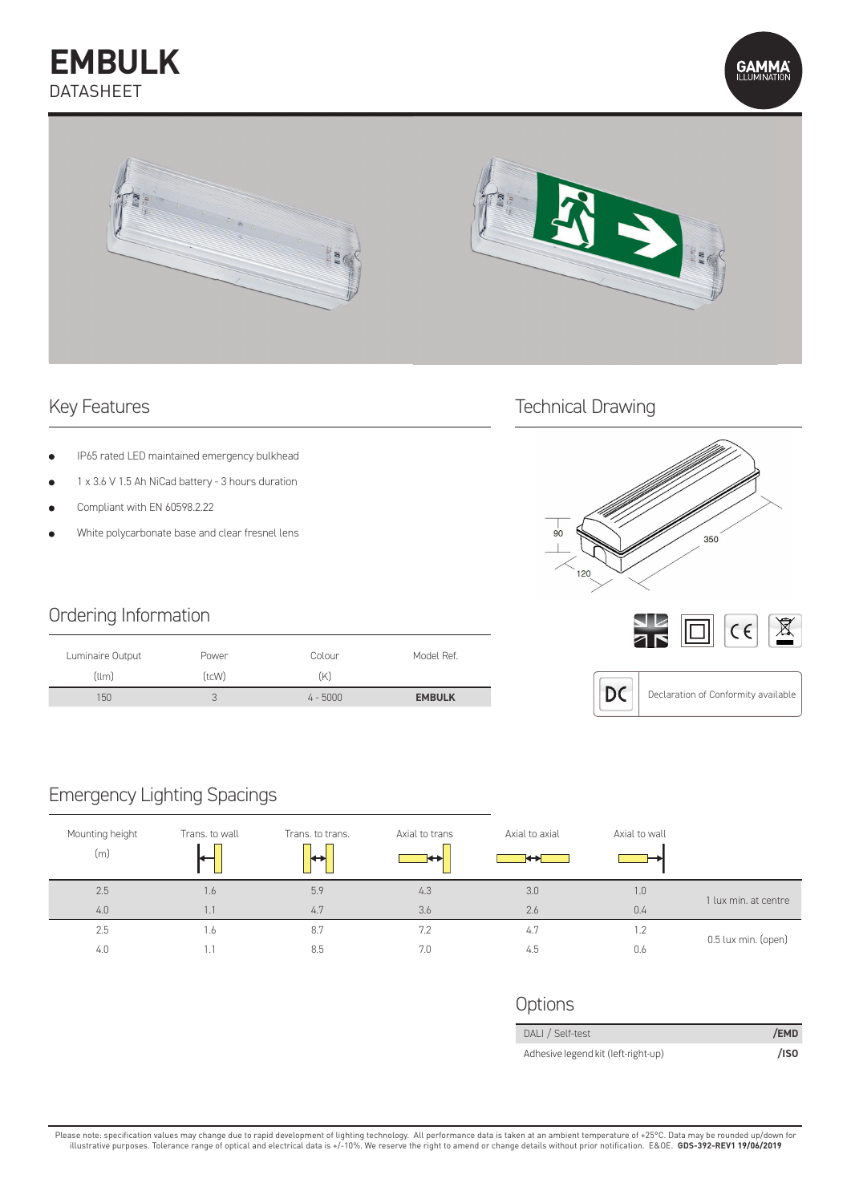# EMBULK

DATASHEET

## Key Features

- IP65 rated LED maintained emergency bulkhead
- 1 x 3.6 V 1.5 Ah NiCad battery - 3 hours duration
- Compliant with EN 60598.2.22
- White polycarbonate base and clear fresnel lens

## Technical Drawing

90

350

120

DC Declaration of Conformity available

## Ordering Information

| Luminaire Output (llm) | Power (tcW) | Colour (K) | Model Ref. |
|---|---|---|---|
| 150 | 3 | 4 - 5000 | **EMBULK** |

## Emergency Lighting Spacings

| Mounting height (m) | Trans. to wall | Trans. to trans. | Axial to trans | Axial to axial | Axial to wall | |
|---|---|---|---|---|---|---|
| 2.5 | 1.6 | 5.9 | 4.3 | 3.0 | 1.0 | 1 lux min. at centre |
| 4.0 | 1.1 | 4.7 | 3.6 | 2.6 | 0.4 | |
| 2.5 | 1.6 | 8.7 | 7.2 | 4.7 | 1.2 | 0.5 lux min. (open) |
| 4.0 | 1.1 | 8.5 | 7.0 | 4.5 | 0.6 | |

## Options

| | |
|---|---|
| DALI / Self-test | **/EMD** |
| Adhesive legend kit (left-right-up) | **/ISO** |

Please note: specification values may change due to rapid development of lighting technology. All performance data is taken at an ambient temperature of +25°C. Data may be rounded up/down for illustrative purposes. Tolerance range of optical and electrical data is +/-10%. We reserve the right to amend or change details without prior notification. E&OE. **GDS-392-REV1 19/06/2019**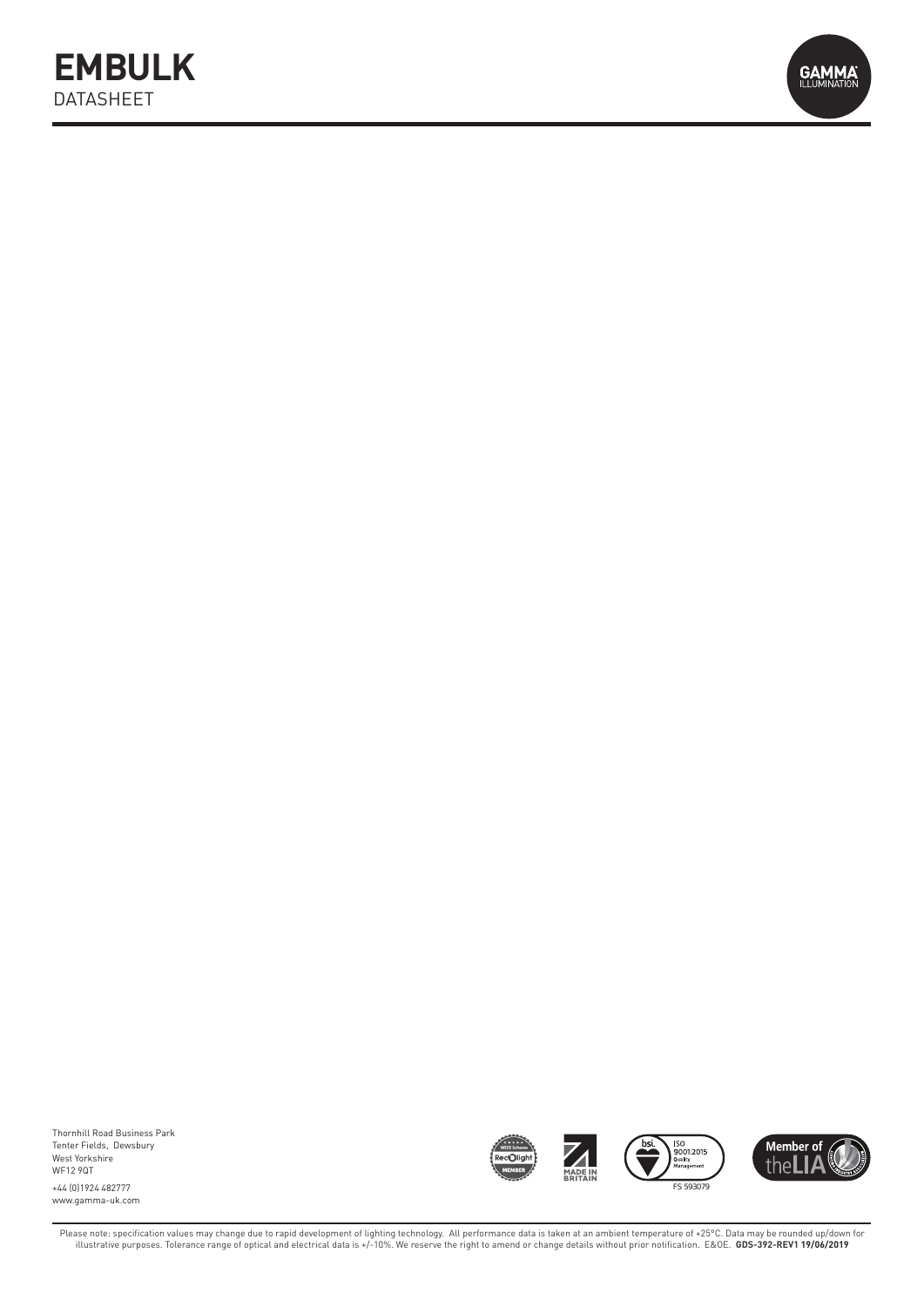# EMBULK

DATASHEET

Thornhill Road Business Park
Tenter Fields, Dewsbury
West Yorkshire
WF12 9QT

+44 (0)1924 482777
www.gamma-uk.com

FS 593079

Please note: specification values may change due to rapid development of lighting technology. All performance data is taken at an ambient temperature of +25°C. Data may be rounded up/down for illustrative purposes. Tolerance range of optical and electrical data is +/-10%. We reserve the right to amend or change details without prior notification. E&OE. **GDS-392-REV1 19/06/2019**